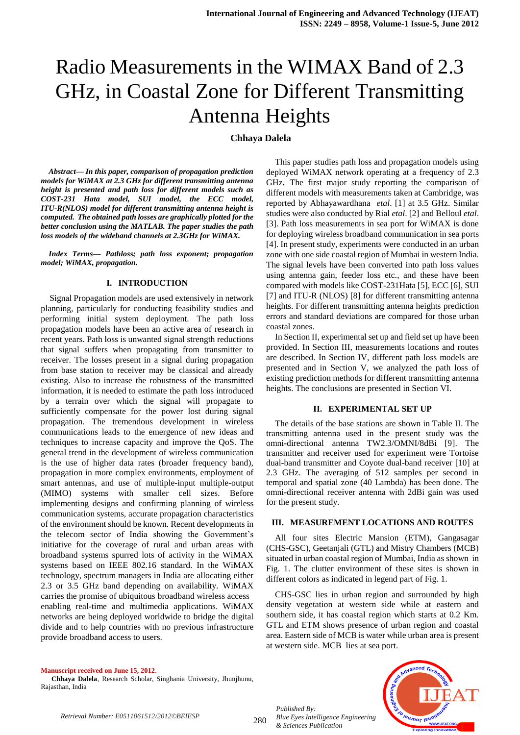# Radio Measurements in the WIMAX Band of 2.3 GHz, in Coastal Zone for Different Transmitting Antenna Heights

**Chhaya Dalela**

***Abstract***— ***In this paper, comparison of propagation prediction models for WiMAX at 2.3 GHz for different transmitting antenna height is presented and path loss for different models such as COST-231 Hata model, SUI model, the ECC model, ITU-R(NLOS) model for different transmitting antenna height is computed. The obtained path losses are graphically plotted for the better conclusion using the MATLAB. The paper studies the path loss models of the wideband channels at 2.3GHz for WiMAX.***

***Index Terms***— ***Pathloss; path loss exponent; propagation model; WiMAX, propagation.***

## I. INTRODUCTION

Signal Propagation models are used extensively in network planning, particularly for conducting feasibility studies and performing initial system deployment. The path loss propagation models have been an active area of research in recent years. Path loss is unwanted signal strength reductions that signal suffers when propagating from transmitter to receiver. The losses present in a signal during propagation from base station to receiver may be classical and already existing. Also to increase the robustness of the transmitted information, it is needed to estimate the path loss introduced by a terrain over which the signal will propagate to sufficiently compensate for the power lost during signal propagation. The tremendous development in wireless communications leads to the emergence of new ideas and techniques to increase capacity and improve the QoS. The general trend in the development of wireless communication is the use of higher data rates (broader frequency band), propagation in more complex environments, employment of smart antennas, and use of multiple-input multiple-output (MIMO) systems with smaller cell sizes. Before implementing designs and confirming planning of wireless communication systems, accurate propagation characteristics of the environment should be known. Recent developments in the telecom sector of India showing the Government's initiative for the coverage of rural and urban areas with broadband systems spurred lots of activity in the WiMAX systems based on IEEE 802.16 standard. In the WiMAX technology, spectrum managers in India are allocating either 2.3 or 3.5 GHz band depending on availability. WiMAX carries the promise of ubiquitous broadband wireless access enabling real-time and multimedia applications. WiMAX networks are being deployed worldwide to bridge the digital divide and to help countries with no previous infrastructure provide broadband access to users.

This paper studies path loss and propagation models using deployed WiMAX network operating at a frequency of 2.3 GHz**.** The first major study reporting the comparison of different models with measurements taken at Cambridge, was reported by Abhayawardhana *etal*. [1] at 3.5 GHz. Similar studies were also conducted by Rial *etal*. [2] and Belloul *etal*. [3]. Path loss measurements in sea port for WiMAX is done for deploying wireless broadband communication in sea ports [4]. In present study, experiments were conducted in an urban zone with one side coastal region of Mumbai in western India. The signal levels have been converted into path loss values using antenna gain, feeder loss etc., and these have been compared with models like COST-231Hata [5], ECC [6], SUI [7] and ITU-R (NLOS) [8] for different transmitting antenna heights. For different transmitting antenna heights prediction errors and standard deviations are compared for those urban coastal zones.

In Section II, experimental set up and field set up have been provided. In Section III, measurements locations and routes are described. In Section IV, different path loss models are presented and in Section V, we analyzed the path loss of existing prediction methods for different transmitting antenna heights. The conclusions are presented in Section VI.

## II. EXPERIMENTAL SET UP

The details of the base stations are shown in Table II. The transmitting antenna used in the present study was the omni-directional antenna TW2.3/OMNI/8dBi [9]. The transmitter and receiver used for experiment were Tortoise dual-band transmitter and Coyote dual-band receiver [10] at 2.3 GHz. The averaging of 512 samples per second in temporal and spatial zone (40 Lambda) has been done. The omni-directional receiver antenna with 2dBi gain was used for the present study.

## III. MEASUREMENT LOCATIONS AND ROUTES

All four sites Electric Mansion (ETM), Gangasagar (CHS-GSC), Geetanjali (GTL) and Mistry Chambers (MCB) situated in urban coastal region of Mumbai, India as shown in Fig. 1. The clutter environment of these sites is shown in different colors as indicated in legend part of Fig. 1.

CHS-GSC lies in urban region and surrounded by high density vegetation at western side while at eastern and southern side, it has coastal region which starts at 0.2 Km. GTL and ETM shows presence of urban region and coastal area. Eastern side of MCB is water while urban area is present at western side. MCB lies at sea port.

**Manuscript received on June 15, 2012**.

**Chhaya Dalela**, Research Scholar, Singhania University, Jhunjhunu, Rajasthan, India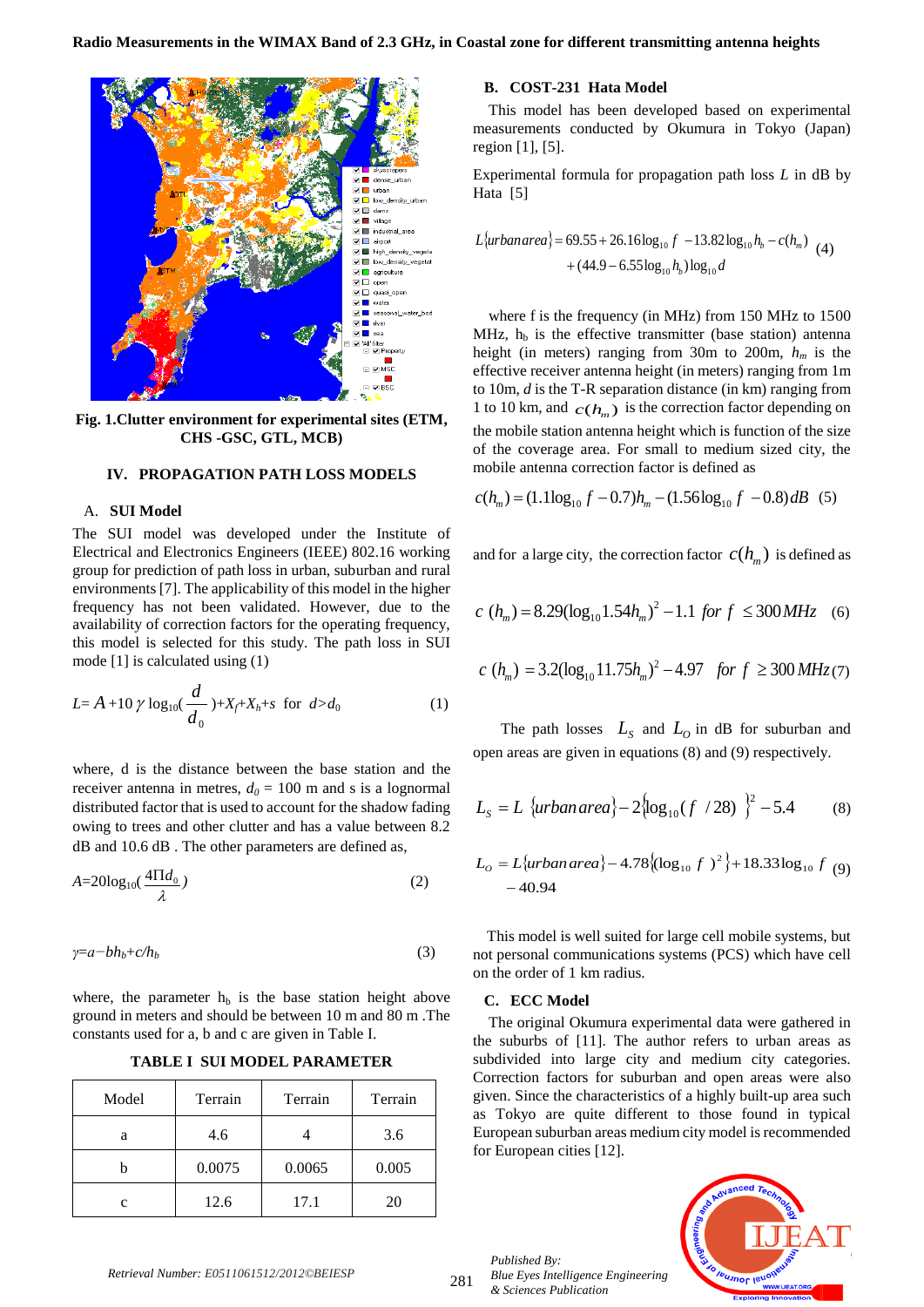Fig. 1.Clutter environment for experimental sites (ETM, CHS -GSC, GTL, MCB)

## IV. PROPAGATION PATH LOSS MODELS

### A. SUI Model

The SUI model was developed under the Institute of Electrical and Electronics Engineers (IEEE) 802.16 working group for prediction of path loss in urban, suburban and rural environments [7]. The applicability of this model in the higher frequency has not been validated. However, due to the availability of correction factors for the operating frequency, this model is selected for this study. The path loss in SUI mode [1] is calculated using (1)

$$L = A + 10\,\gamma \log_{10}\left(\frac{d}{d_0}\right) + X_f + X_h + s \quad \text{for } d > d_0 \tag{1}$$

where, d is the distance between the base station and the receiver antenna in metres, $d_0$ = 100 m and s is a lognormal distributed factor that is used to account for the shadow fading owing to trees and other clutter and has a value between 8.2 dB and 10.6 dB . The other parameters are defined as,

$$A = 20\log_{10}\left(\frac{4\Pi d_0}{\lambda}\right) \tag{2}$$

$$\gamma = a - b h_b + c/h_b \tag{3}$$

where, the parameter $h_b$ is the base station height above ground in meters and should be between 10 m and 80 m .The constants used for a, b and c are given in Table I.

**TABLE I SUI MODEL PARAMETER**

| Model | Terrain | Terrain | Terrain |
|---|---|---|---|
| a | 4.6 | 4 | 3.6 |
| b | 0.0075 | 0.0065 | 0.005 |
| c | 12.6 | 17.1 | 20 |

### B. COST-231 Hata Model

This model has been developed based on experimental measurements conducted by Okumura in Tokyo (Japan) region [1], [5].

Experimental formula for propagation path loss *L* in dB by Hata [5]

$$L\{urban\,area\} = 69.55 + 26.16\log_{10} f - 13.82\log_{10} h_b - c(h_m) + (44.9 - 6.55\log_{10} h_b)\log_{10} d \tag{4}$$

where f is the frequency (in MHz) from 150 MHz to 1500 MHz, $h_b$ is the effective transmitter (base station) antenna height (in meters) ranging from 30m to 200m, $h_m$ is the effective receiver antenna height (in meters) ranging from 1m to 10m, *d* is the T-R separation distance (in km) ranging from 1 to 10 km, and $c(h_m)$ is the correction factor depending on the mobile station antenna height which is function of the size of the coverage area. For small to medium sized city, the mobile antenna correction factor is defined as

$$c(h_m) = (1.1\log_{10} f - 0.7)h_m - (1.56\log_{10} f - 0.8)\,dB \tag{5}$$

and for a large city, the correction factor $c(h_m)$ is defined as

$$c(h_m) = 8.29(\log_{10} 1.54 h_m)^2 - 1.1 \quad for\ f \le 300\,MHz \tag{6}$$

$$c(h_m) = 3.2(\log_{10} 11.75 h_m)^2 - 4.97 \quad for\ f \ge 300\,MHz \tag{7}$$

The path losses $L_S$ and $L_O$ in dB for suburban and open areas are given in equations (8) and (9) respectively.

$$L_S = L\{urban\,area\} - 2\{\log_{10}(f/28)\}^2 - 5.4 \tag{8}$$

$$L_O = L\{urban\,area\} - 4.78\{(\log_{10} f)^2\} + 18.33\log_{10} f - 40.94 \tag{9}$$

This model is well suited for large cell mobile systems, but not personal communications systems (PCS) which have cell on the order of 1 km radius.

### C. ECC Model

The original Okumura experimental data were gathered in the suburbs of [11]. The author refers to urban areas as subdivided into large city and medium city categories. Correction factors for suburban and open areas were also given. Since the characteristics of a highly built-up area such as Tokyo are quite different to those found in typical European suburban areas medium city model is recommended for European cities [12].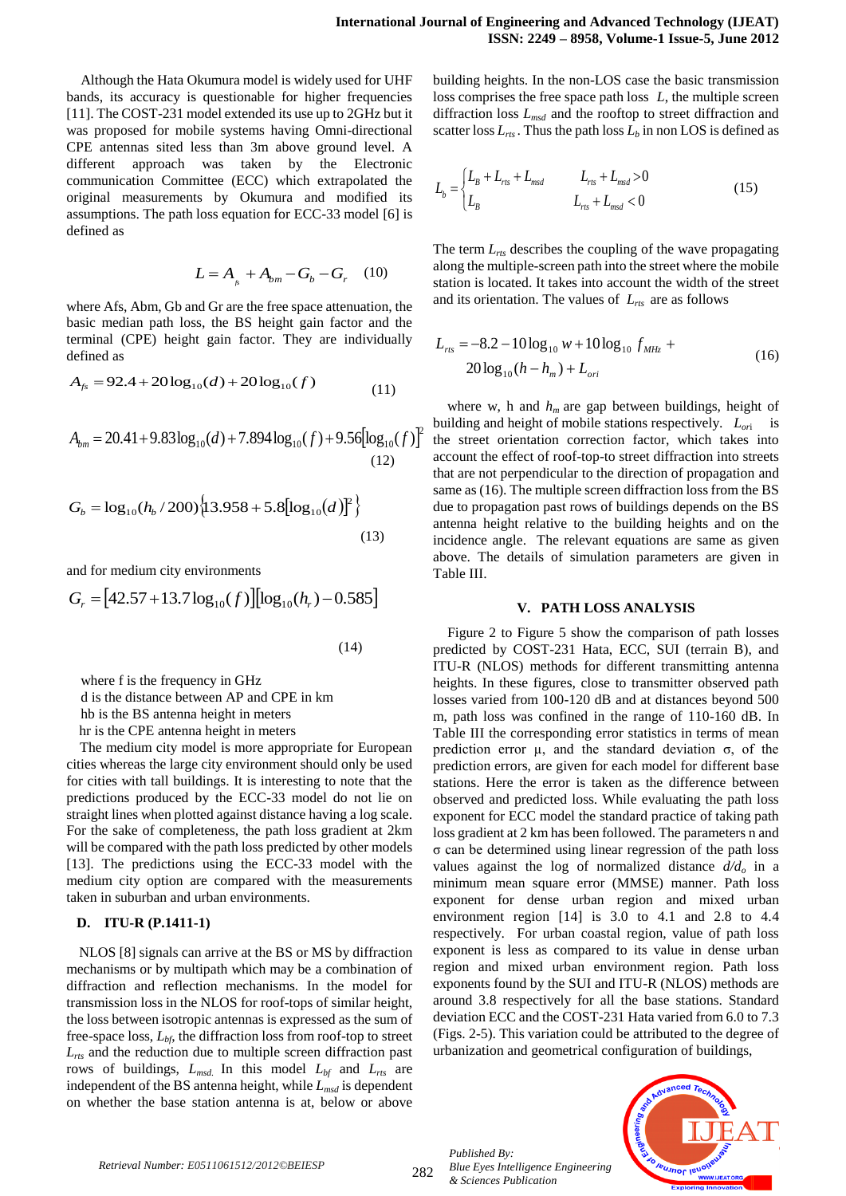Although the Hata Okumura model is widely used for UHF bands, its accuracy is questionable for higher frequencies [11]. The COST-231 model extended its use up to 2GHz but it was proposed for mobile systems having Omni-directional CPE antennas sited less than 3m above ground level. A different approach was taken by the Electronic communication Committee (ECC) which extrapolated the original measurements by Okumura and modified its assumptions. The path loss equation for ECC-33 model [6] is defined as

$$L = A_{fs} + A_{bm} - G_b - G_r \quad (10)$$

where Afs, Abm, Gb and Gr are the free space attenuation, the basic median path loss, the BS height gain factor and the terminal (CPE) height gain factor. They are individually defined as

$$A_{fs} = 92.4 + 20\log_{10}(d) + 20\log_{10}(f) \quad (11)$$

$$A_{bm} = 20.41 + 9.83\log_{10}(d) + 7.894\log_{10}(f) + 9.56[\log_{10}(f)]^2 \quad (12)$$

$$G_b = \log_{10}(h_b/200)\{13.958 + 5.8[\log_{10}(d)]^2\} \quad (13)$$

and for medium city environments

$$G_r = [42.57 + 13.7\log_{10}(f)][\log_{10}(h_r) - 0.585] \quad (14)$$

where f is the frequency in GHz
d is the distance between AP and CPE in km
hb is the BS antenna height in meters
hr is the CPE antenna height in meters

The medium city model is more appropriate for European cities whereas the large city environment should only be used for cities with tall buildings. It is interesting to note that the predictions produced by the ECC-33 model do not lie on straight lines when plotted against distance having a log scale. For the sake of completeness, the path loss gradient at 2km will be compared with the path loss predicted by other models [13]. The predictions using the ECC-33 model with the medium city option are compared with the measurements taken in suburban and urban environments.

### D. ITU-R (P.1411-1)

NLOS [8] signals can arrive at the BS or MS by diffraction mechanisms or by multipath which may be a combination of diffraction and reflection mechanisms. In the model for transmission loss in the NLOS for roof-tops of similar height, the loss between isotropic antennas is expressed as the sum of free-space loss, $L_{bf}$, the diffraction loss from roof-top to street $L_{rts}$ and the reduction due to multiple screen diffraction past rows of buildings, $L_{msd}$. In this model $L_{bf}$ and $L_{rts}$ are independent of the BS antenna height, while $L_{msd}$ is dependent on whether the base station antenna is at, below or above building heights. In the non-LOS case the basic transmission loss comprises the free space path loss $L$, the multiple screen diffraction loss $L_{msd}$ and the rooftop to street diffraction and scatter loss $L_{rts}$. Thus the path loss $L_b$ in non LOS is defined as

$$L_b = \begin{cases} L_B + L_{rts} + L_{msd} & L_{rts} + L_{msd} > 0 \\ L_B & L_{rts} + L_{msd} < 0 \end{cases} \quad (15)$$

The term $L_{rts}$ describes the coupling of the wave propagating along the multiple-screen path into the street where the mobile station is located. It takes into account the width of the street and its orientation. The values of $L_{rts}$ are as follows

$$L_{rts} = -8.2 - 10\log_{10} w + 10\log_{10} f_{MHz} + 20\log_{10}(h - h_m) + L_{ori} \quad (16)$$

where w, h and $h_m$ are gap between buildings, height of building and height of mobile stations respectively. $L_{ori}$ is the street orientation correction factor, which takes into account the effect of roof-top-to street diffraction into streets that are not perpendicular to the direction of propagation and same as (16). The multiple screen diffraction loss from the BS due to propagation past rows of buildings depends on the BS antenna height relative to the building heights and on the incidence angle. The relevant equations are same as given above. The details of simulation parameters are given in Table III.

## V. PATH LOSS ANALYSIS

Figure 2 to Figure 5 show the comparison of path losses predicted by COST-231 Hata, ECC, SUI (terrain B), and ITU-R (NLOS) methods for different transmitting antenna heights. In these figures, close to transmitter observed path losses varied from 100-120 dB and at distances beyond 500 m, path loss was confined in the range of 110-160 dB. In Table III the corresponding error statistics in terms of mean prediction error μ, and the standard deviation σ, of the prediction errors, are given for each model for different base stations. Here the error is taken as the difference between observed and predicted loss. While evaluating the path loss exponent for ECC model the standard practice of taking path loss gradient at 2 km has been followed. The parameters n and σ can be determined using linear regression of the path loss values against the log of normalized distance $d/d_o$ in a minimum mean square error (MMSE) manner. Path loss exponent for dense urban region and mixed urban environment region [14] is 3.0 to 4.1 and 2.8 to 4.4 respectively. For urban coastal region, value of path loss exponent is less as compared to its value in dense urban region and mixed urban environment region. Path loss exponents found by the SUI and ITU-R (NLOS) methods are around 3.8 respectively for all the base stations. Standard deviation ECC and the COST-231 Hata varied from 6.0 to 7.3 (Figs. 2-5). This variation could be attributed to the degree of urbanization and geometrical configuration of buildings,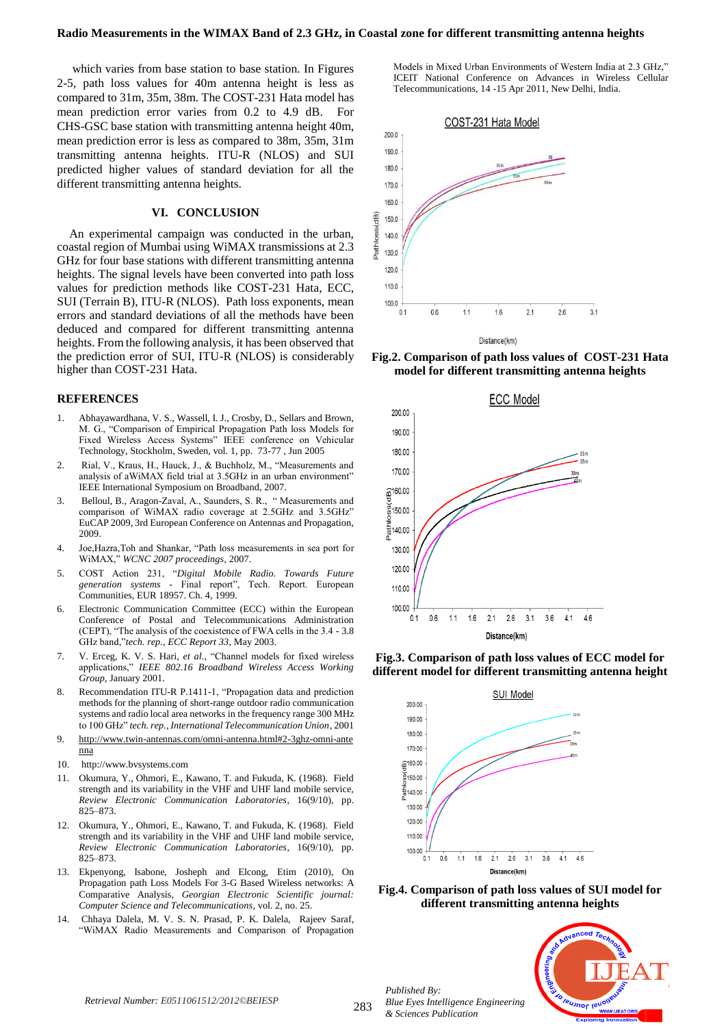which varies from base station to base station. In Figures 2-5, path loss values for 40m antenna height is less as compared to 31m, 35m, 38m. The COST-231 Hata model has mean prediction error varies from 0.2 to 4.9 dB. For CHS-GSC base station with transmitting antenna height 40m, mean prediction error is less as compared to 38m, 35m, 31m transmitting antenna heights. ITU-R (NLOS) and SUI predicted higher values of standard deviation for all the different transmitting antenna heights.

## VI. CONCLUSION

An experimental campaign was conducted in the urban, coastal region of Mumbai using WiMAX transmissions at 2.3 GHz for four base stations with different transmitting antenna heights. The signal levels have been converted into path loss values for prediction methods like COST-231 Hata, ECC, SUI (Terrain B), ITU-R (NLOS). Path loss exponents, mean errors and standard deviations of all the methods have been deduced and compared for different transmitting antenna heights. From the following analysis, it has been observed that the prediction error of SUI, ITU-R (NLOS) is considerably higher than COST-231 Hata.

## REFERENCES

1. Abhayawardhana, V. S., Wassell, I. J., Crosby, D., Sellars and Brown, M. G., "Comparison of Empirical Propagation Path loss Models for Fixed Wireless Access Systems" IEEE conference on Vehicular Technology, Stockholm, Sweden, vol. 1, pp. 73-77 , Jun 2005
2. Rial, V., Kraus, H., Hauck, J., & Buchholz, M., "Measurements and analysis of aWiMAX field trial at 3.5GHz in an urban environment" IEEE International Symposium on Broadband, 2007.
3. Belloul, B., Aragon-Zaval, A., Saunders, S. R., " Measurements and comparison of WiMAX radio coverage at 2.5GHz and 3.5GHz" EuCAP 2009, 3rd European Conference on Antennas and Propagation, 2009.
4. Joe,Hazra,Toh and Shankar, "Path loss measurements in sea port for WiMAX," *WCNC 2007 proceedings*, 2007.
5. COST Action 231, "*Digital Mobile Radio. Towards Future generation systems* - Final report", Tech. Report. European Communities, EUR 18957. Ch. 4, 1999.
6. Electronic Communication Committee (ECC) within the European Conference of Postal and Telecommunications Administration (CEPT), "The analysis of the coexistence of FWA cells in the 3.4 - 3.8 GHz band,"*tech. rep., ECC Report 33*, May 2003.
7. V. Erceg, K. V. S. Hari, *et al.,* "Channel models for fixed wireless applications," *IEEE 802.16 Broadband Wireless Access Working Group*, January 2001.
8. Recommendation ITU-R P.1411-1, "Propagation data and prediction methods for the planning of short-range outdoor radio communication systems and radio local area networks in the frequency range 300 MHz to 100 GHz" *tech. rep., International Telecommunication Union*, 2001
9. http://www.twin-antennas.com/omni-antenna.html#2-3ghz-omni-antenna
10. http://www.bvsystems.com
11. Okumura, Y., Ohmori, E., Kawano, T. and Fukuda, K. (1968). Field strength and its variability in the VHF and UHF land mobile service, *Review Electronic Communication Laboratories*, 16(9/10), pp. 825–873.
12. Okumura, Y., Ohmori, E., Kawano, T. and Fukuda, K. (1968). Field strength and its variability in the VHF and UHF land mobile service, *Review Electronic Communication Laboratories*, 16(9/10), pp. 825–873.
13. Ekpenyong, Isabone, Josheph and Elcong, Etim (2010), On Propagation path Loss Models For 3-G Based Wireless networks: A Comparative Analysis, *Georgian Electronic Scientific journal: Computer Science and Telecommunications*, vol. 2, no. 25.
14. Chhaya Dalela, M. V. S. N. Prasad, P. K. Dalela, Rajeev Saraf, "WiMAX Radio Measurements and Comparison of Propagation Models in Mixed Urban Environments of Western India at 2.3 GHz," ICEIT National Conference on Advances in Wireless Cellular Telecommunications, 14 -15 Apr 2011, New Delhi, India.

**Fig.2. Comparison of path loss values of COST-231 Hata model for different transmitting antenna heights**

**Fig.3. Comparison of path loss values of ECC model for different model for different transmitting antenna height**

**Fig.4. Comparison of path loss values of SUI model for different transmitting antenna heights**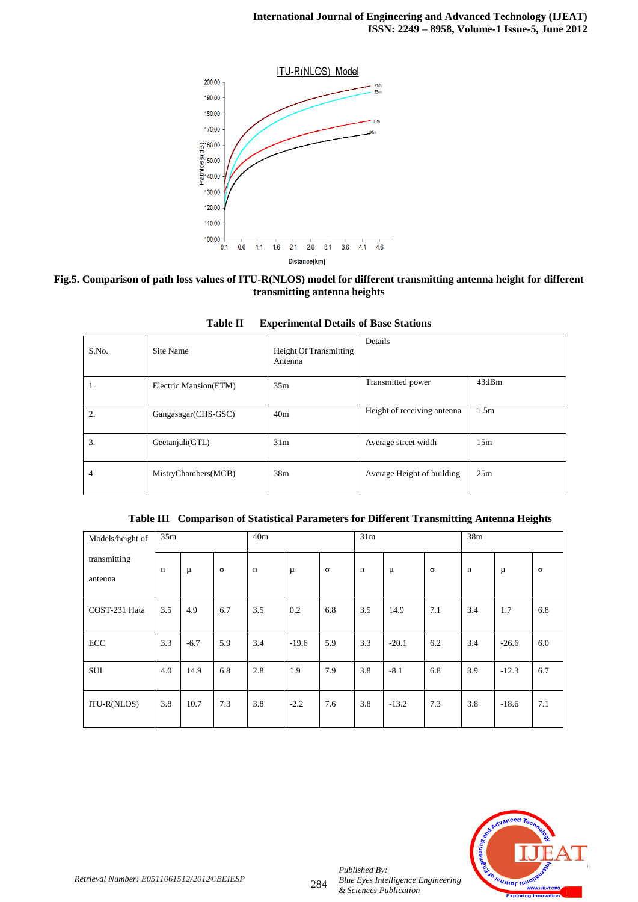ITU-R(NLOS) Model

Pathloss(dB)

200.00
190.00
180.00
170.00
160.00
150.00
140.00
130.00
120.00
110.00
100.00

0.1 0.6 1.1 1.6 2.1 2.6 3.1 3.6 4.1 4.6

Distance(km)

31m
35m
38m
40m

**Fig.5. Comparison of path loss values of ITU-R(NLOS) model for different transmitting antenna height for different transmitting antenna heights**

**Table II Experimental Details of Base Stations**

| S.No. | Site Name | Height Of Transmitting Antenna | Details | |
|---|---|---|---|---|
| 1. | Electric Mansion(ETM) | 35m | Transmitted power | 43dBm |
| 2. | Gangasagar(CHS-GSC) | 40m | Height of receiving antenna | 1.5m |
| 3. | Geetanjali(GTL) | 31m | Average street width | 15m |
| 4. | MistryChambers(MCB) | 38m | Average Height of building | 25m |

**Table III Comparison of Statistical Parameters for Different Transmitting Antenna Heights**

| Models/height of transmitting antenna | 35m | | | 40m | | | 31m | | | 38m | | |
|---|---|---|---|---|---|---|---|---|---|---|---|---|
| | n | μ | σ | n | μ | σ | n | μ | σ | n | μ | σ |
| COST-231 Hata | 3.5 | 4.9 | 6.7 | 3.5 | 0.2 | 6.8 | 3.5 | 14.9 | 7.1 | 3.4 | 1.7 | 6.8 |
| ECC | 3.3 | -6.7 | 5.9 | 3.4 | -19.6 | 5.9 | 3.3 | -20.1 | 6.2 | 3.4 | -26.6 | 6.0 |
| SUI | 4.0 | 14.9 | 6.8 | 2.8 | 1.9 | 7.9 | 3.8 | -8.1 | 6.8 | 3.9 | -12.3 | 6.7 |
| ITU-R(NLOS) | 3.8 | 10.7 | 7.3 | 3.8 | -2.2 | 7.6 | 3.8 | -13.2 | 7.3 | 3.8 | -18.6 | 7.1 |